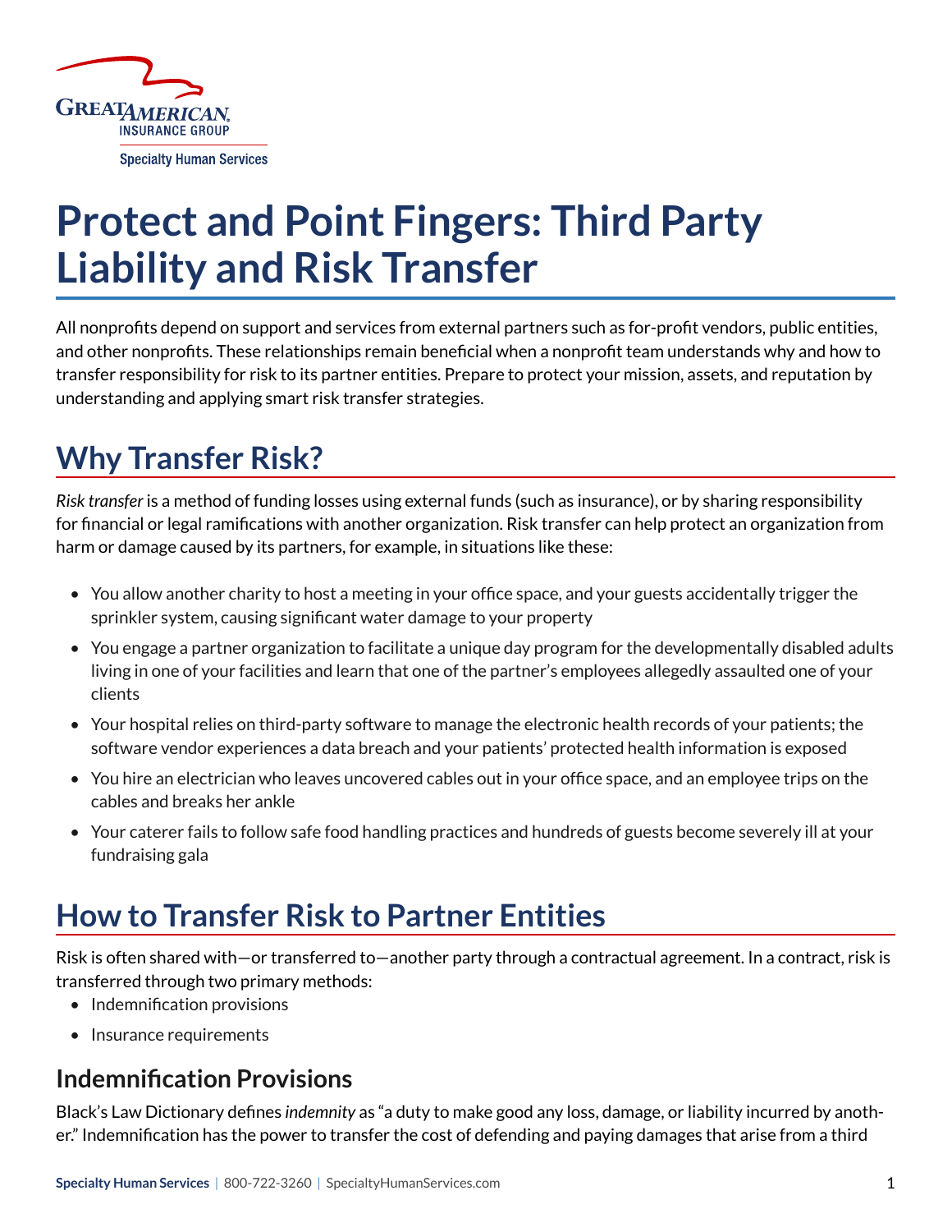# Protect and Point Fingers: Third Party Liability and Risk Transfer

All nonprofits depend on support and services from external partners such as for-profit vendors, public entities, and other nonprofits. These relationships remain beneficial when a nonprofit team understands why and how to transfer responsibility for risk to its partner entities. Prepare to protect your mission, assets, and reputation by understanding and applying smart risk transfer strategies.

## Why Transfer Risk?

*Risk transfer* is a method of funding losses using external funds (such as insurance), or by sharing responsibility for financial or legal ramifications with another organization. Risk transfer can help protect an organization from harm or damage caused by its partners, for example, in situations like these:

- You allow another charity to host a meeting in your office space, and your guests accidentally trigger the sprinkler system, causing significant water damage to your property
- You engage a partner organization to facilitate a unique day program for the developmentally disabled adults living in one of your facilities and learn that one of the partner's employees allegedly assaulted one of your clients
- Your hospital relies on third-party software to manage the electronic health records of your patients; the software vendor experiences a data breach and your patients' protected health information is exposed
- You hire an electrician who leaves uncovered cables out in your office space, and an employee trips on the cables and breaks her ankle
- Your caterer fails to follow safe food handling practices and hundreds of guests become severely ill at your fundraising gala

## How to Transfer Risk to Partner Entities

Risk is often shared with—or transferred to—another party through a contractual agreement. In a contract, risk is transferred through two primary methods:

- Indemnification provisions
- Insurance requirements

### Indemnification Provisions

Black's Law Dictionary defines *indemnity* as "a duty to make good any loss, damage, or liability incurred by another." Indemnification has the power to transfer the cost of defending and paying damages that arise from a third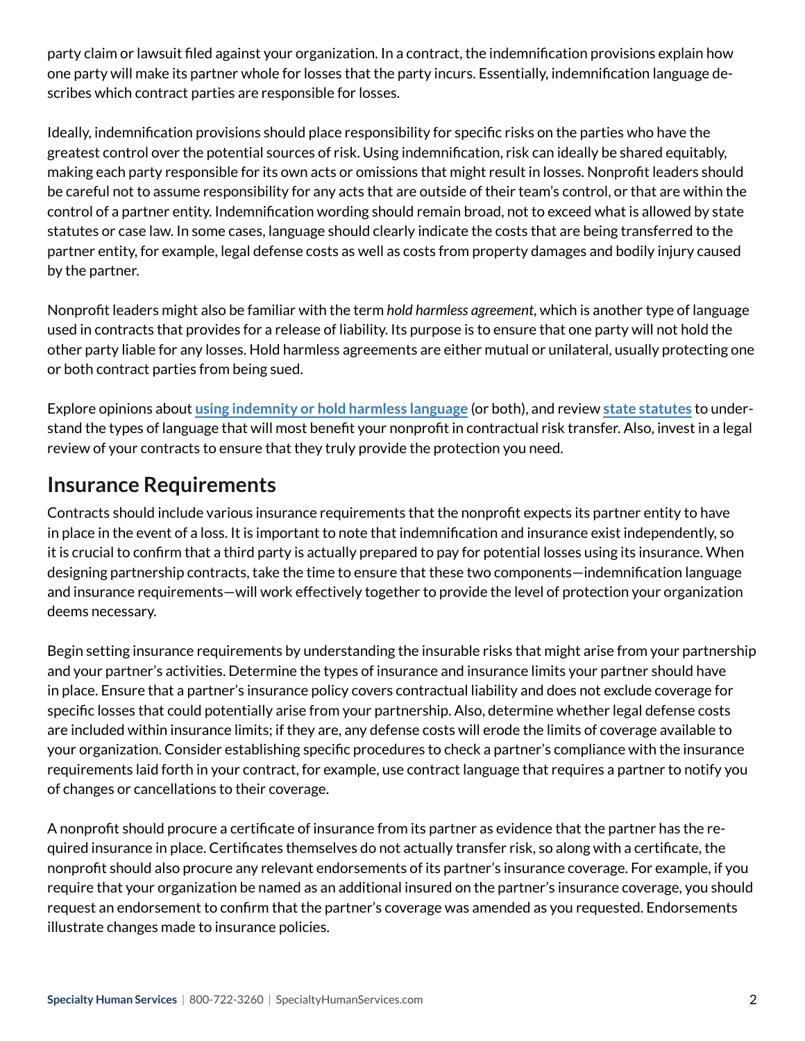party claim or lawsuit filed against your organization. In a contract, the indemnification provisions explain how one party will make its partner whole for losses that the party incurs. Essentially, indemnification language describes which contract parties are responsible for losses.

Ideally, indemnification provisions should place responsibility for specific risks on the parties who have the greatest control over the potential sources of risk. Using indemnification, risk can ideally be shared equitably, making each party responsible for its own acts or omissions that might result in losses. Nonprofit leaders should be careful not to assume responsibility for any acts that are outside of their team's control, or that are within the control of a partner entity. Indemnification wording should remain broad, not to exceed what is allowed by state statutes or case law. In some cases, language should clearly indicate the costs that are being transferred to the partner entity, for example, legal defense costs as well as costs from property damages and bodily injury caused by the partner.

Nonprofit leaders might also be familiar with the term *hold harmless agreement*, which is another type of language used in contracts that provides for a release of liability. Its purpose is to ensure that one party will not hold the other party liable for any losses. Hold harmless agreements are either mutual or unilateral, usually protecting one or both contract parties from being sued.

Explore opinions about **using indemnity or hold harmless language** (or both), and review **state statutes** to understand the types of language that will most benefit your nonprofit in contractual risk transfer. Also, invest in a legal review of your contracts to ensure that they truly provide the protection you need.

## Insurance Requirements

Contracts should include various insurance requirements that the nonprofit expects its partner entity to have in place in the event of a loss. It is important to note that indemnification and insurance exist independently, so it is crucial to confirm that a third party is actually prepared to pay for potential losses using its insurance. When designing partnership contracts, take the time to ensure that these two components—indemnification language and insurance requirements—will work effectively together to provide the level of protection your organization deems necessary.

Begin setting insurance requirements by understanding the insurable risks that might arise from your partnership and your partner's activities. Determine the types of insurance and insurance limits your partner should have in place. Ensure that a partner's insurance policy covers contractual liability and does not exclude coverage for specific losses that could potentially arise from your partnership. Also, determine whether legal defense costs are included within insurance limits; if they are, any defense costs will erode the limits of coverage available to your organization. Consider establishing specific procedures to check a partner's compliance with the insurance requirements laid forth in your contract, for example, use contract language that requires a partner to notify you of changes or cancellations to their coverage.

A nonprofit should procure a certificate of insurance from its partner as evidence that the partner has the required insurance in place. Certificates themselves do not actually transfer risk, so along with a certificate, the nonprofit should also procure any relevant endorsements of its partner's insurance coverage. For example, if you require that your organization be named as an additional insured on the partner's insurance coverage, you should request an endorsement to confirm that the partner's coverage was amended as you requested. Endorsements illustrate changes made to insurance policies.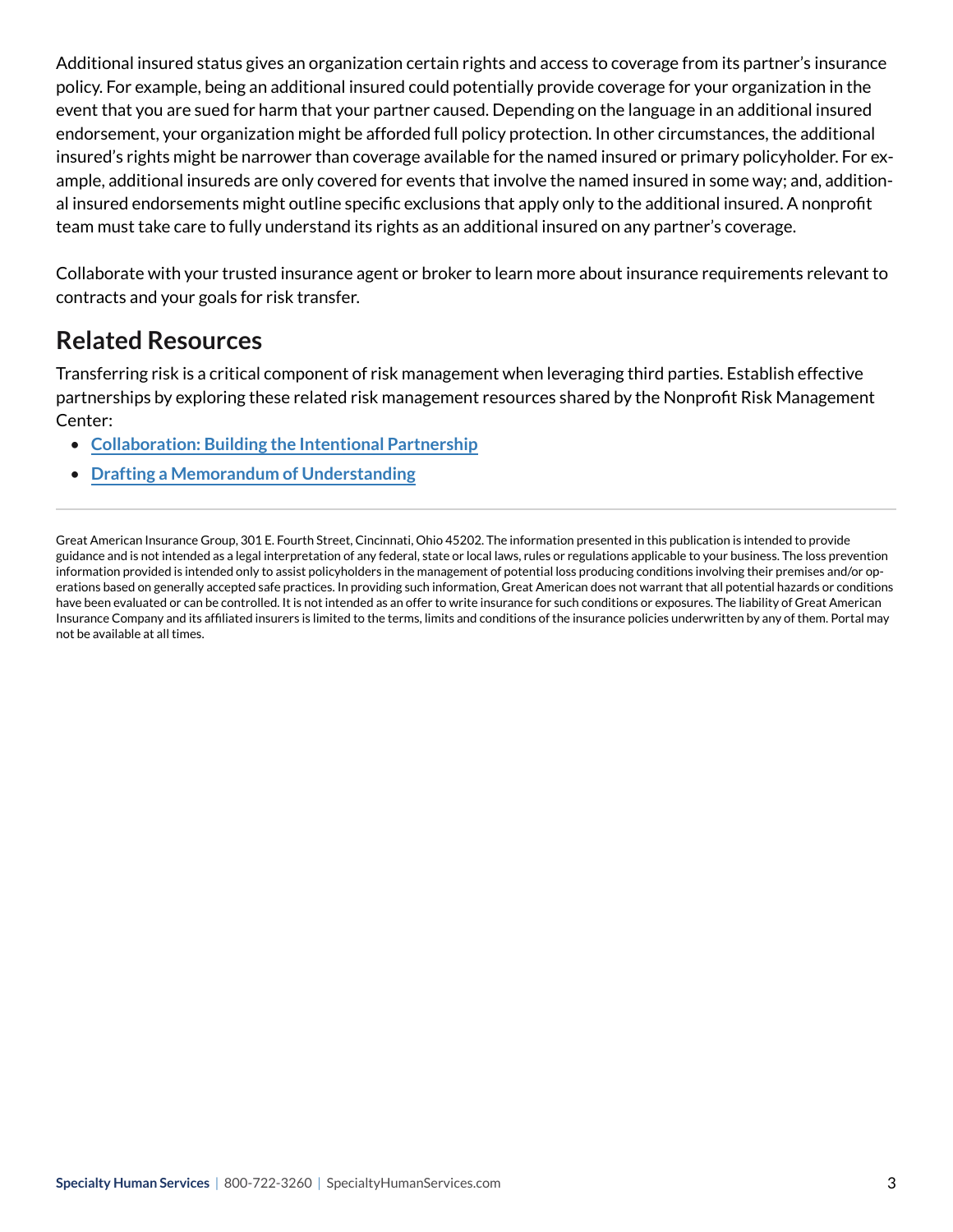Additional insured status gives an organization certain rights and access to coverage from its partner's insurance policy. For example, being an additional insured could potentially provide coverage for your organization in the event that you are sued for harm that your partner caused. Depending on the language in an additional insured endorsement, your organization might be afforded full policy protection. In other circumstances, the additional insured's rights might be narrower than coverage available for the named insured or primary policyholder. For example, additional insureds are only covered for events that involve the named insured in some way; and, additional insured endorsements might outline specific exclusions that apply only to the additional insured. A nonprofit team must take care to fully understand its rights as an additional insured on any partner's coverage.

Collaborate with your trusted insurance agent or broker to learn more about insurance requirements relevant to contracts and your goals for risk transfer.

## Related Resources

Transferring risk is a critical component of risk management when leveraging third parties. Establish effective partnerships by exploring these related risk management resources shared by the Nonprofit Risk Management Center:

- **Collaboration: Building the Intentional Partnership**
- **Drafting a Memorandum of Understanding**

---

Great American Insurance Group, 301 E. Fourth Street, Cincinnati, Ohio 45202. The information presented in this publication is intended to provide guidance and is not intended as a legal interpretation of any federal, state or local laws, rules or regulations applicable to your business. The loss prevention information provided is intended only to assist policyholders in the management of potential loss producing conditions involving their premises and/or operations based on generally accepted safe practices. In providing such information, Great American does not warrant that all potential hazards or conditions have been evaluated or can be controlled. It is not intended as an offer to write insurance for such conditions or exposures. The liability of Great American Insurance Company and its affiliated insurers is limited to the terms, limits and conditions of the insurance policies underwritten by any of them. Portal may not be available at all times.